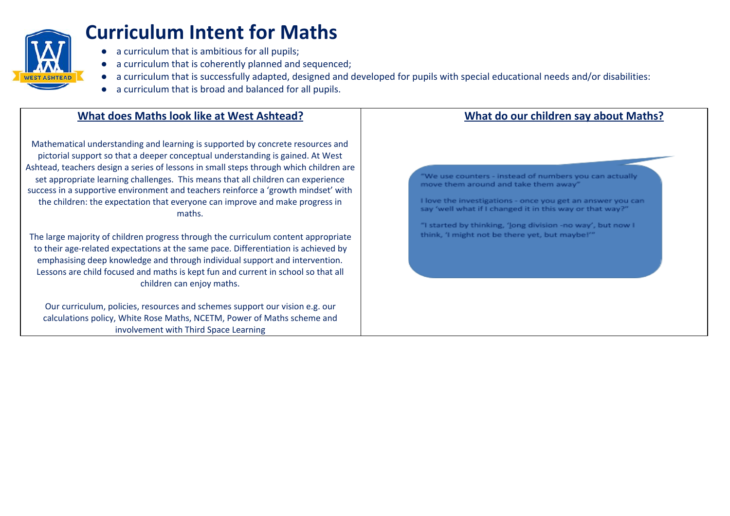# Curriculum Intent for Maths

- a curriculum that is ambitious for all pupils;
- a curriculum that is coherently planned and sequenced;
- a curriculum that is successfully adapted, designed and developed for pupils with special educational needs and/or disabilities:
- a curriculum that is broad and balanced for all pupils.

## What does Maths look like at West Ashtead?

Mathematical understanding and learning is supported by concrete resources and pictorial support so that a deeper conceptual understanding is gained. At West Ashtead, teachers design a series of lessons in small steps through which children are set appropriate learning challenges. This means that all children can experience success in a supportive environment and teachers reinforce a 'growth mindset' with the children: the expectation that everyone can improve and make progress in maths.

The large majority of children progress through the curriculum content appropriate to their age-related expectations at the same pace. Differentiation is achieved by emphasising deep knowledge and through individual support and intervention. Lessons are child focused and maths is kept fun and current in school so that all children can enjoy maths.

Our curriculum, policies, resources and schemes support our vision e.g. our calculations policy, White Rose Maths, NCETM, Power of Maths scheme and involvement with Third Space Learning

## What do our children say about Maths?

"We use counters - instead of numbers you can actually move them around and take them away"

I love the investigations - once you get an answer you can say 'well what if I changed it in this way or that way?"

"I started by thinking, 'long division -no way', but now I think, 'I might not be there yet, but maybe!'"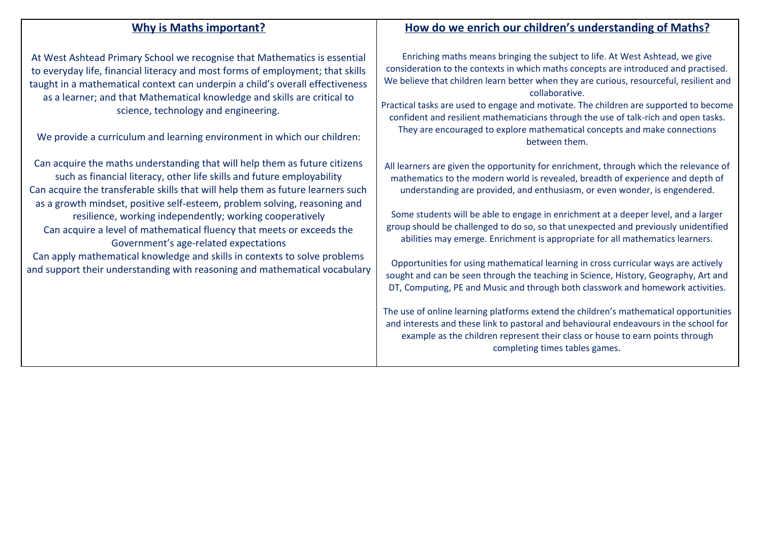## Why is Maths important?

At West Ashtead Primary School we recognise that Mathematics is essential to everyday life, financial literacy and most forms of employment; that skills taught in a mathematical context can underpin a child's overall effectiveness as a learner; and that Mathematical knowledge and skills are critical to science, technology and engineering.

We provide a curriculum and learning environment in which our children:

Can acquire the maths understanding that will help them as future citizens such as financial literacy, other life skills and future employability
Can acquire the transferable skills that will help them as future learners such as a growth mindset, positive self-esteem, problem solving, reasoning and resilience, working independently; working cooperatively
Can acquire a level of mathematical fluency that meets or exceeds the Government's age-related expectations
Can apply mathematical knowledge and skills in contexts to solve problems and support their understanding with reasoning and mathematical vocabulary

## How do we enrich our children's understanding of Maths?

Enriching maths means bringing the subject to life. At West Ashtead, we give consideration to the contexts in which maths concepts are introduced and practised. We believe that children learn better when they are curious, resourceful, resilient and collaborative.
Practical tasks are used to engage and motivate. The children are supported to become confident and resilient mathematicians through the use of talk-rich and open tasks. They are encouraged to explore mathematical concepts and make connections between them.

All learners are given the opportunity for enrichment, through which the relevance of mathematics to the modern world is revealed, breadth of experience and depth of understanding are provided, and enthusiasm, or even wonder, is engendered.

Some students will be able to engage in enrichment at a deeper level, and a larger group should be challenged to do so, so that unexpected and previously unidentified abilities may emerge. Enrichment is appropriate for all mathematics learners.

Opportunities for using mathematical learning in cross curricular ways are actively sought and can be seen through the teaching in Science, History, Geography, Art and DT, Computing, PE and Music and through both classwork and homework activities.

The use of online learning platforms extend the children's mathematical opportunities and interests and these link to pastoral and behavioural endeavours in the school for example as the children represent their class or house to earn points through completing times tables games.